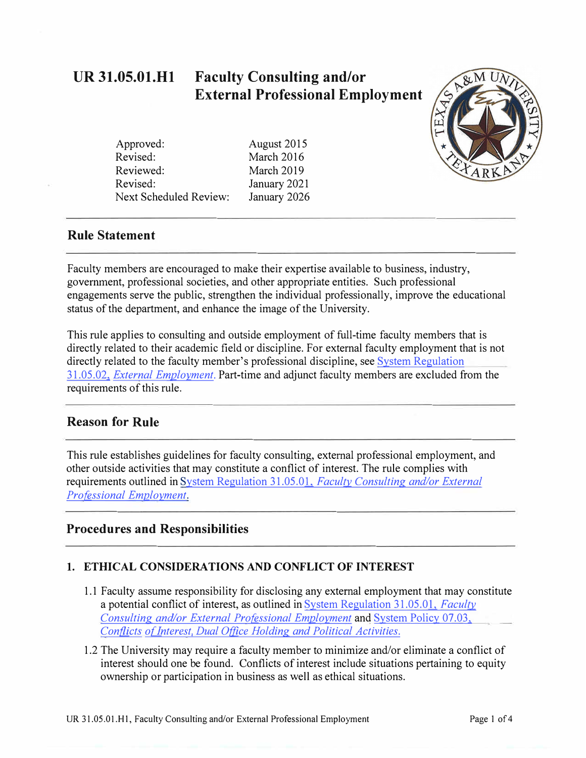# UR 31.05.01.H1 Faculty Consulting and/or External Professional Employment

| | |
|---|---|
| Approved: | August 2015 |
| Revised: | March 2016 |
| Reviewed: | March 2019 |
| Revised: | January 2021 |
| Next Scheduled Review: | January 2026 |

## Rule Statement

Faculty members are encouraged to make their expertise available to business, industry, government, professional societies, and other appropriate entities. Such professional engagements serve the public, strengthen the individual professionally, improve the educational status of the department, and enhance the image of the University.

This rule applies to consulting and outside employment of full-time faculty members that is directly related to their academic field or discipline. For external faculty employment that is not directly related to the faculty member's professional discipline, see System Regulation 31.05.02, *External Employment*. Part-time and adjunct faculty members are excluded from the requirements of this rule.

## Reason for Rule

This rule establishes guidelines for faculty consulting, external professional employment, and other outside activities that may constitute a conflict of interest. The rule complies with requirements outlined in System Regulation 31.05.01, *Faculty Consulting and/or External Professional Employment*.

## Procedures and Responsibilities

### 1. ETHICAL CONSIDERATIONS AND CONFLICT OF INTEREST

1.1 Faculty assume responsibility for disclosing any external employment that may constitute a potential conflict of interest, as outlined in System Regulation 31.05.01, *Faculty Consulting and/or External Professional Employment* and System Policy 07.03, *Conflicts of Interest, Dual Office Holding and Political Activities.*

1.2 The University may require a faculty member to minimize and/or eliminate a conflict of interest should one be found. Conflicts of interest include situations pertaining to equity ownership or participation in business as well as ethical situations.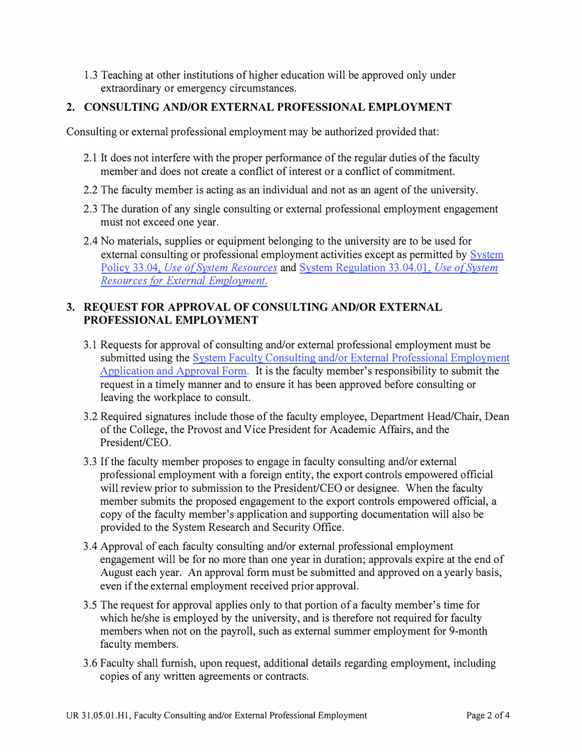1.3 Teaching at other institutions of higher education will be approved only under extraordinary or emergency circumstances.

## 2. CONSULTING AND/OR EXTERNAL PROFESSIONAL EMPLOYMENT

Consulting or external professional employment may be authorized provided that:

2.1 It does not interfere with the proper performance of the regular duties of the faculty member and does not create a conflict of interest or a conflict of commitment.

2.2 The faculty member is acting as an individual and not as an agent of the university.

2.3 The duration of any single consulting or external professional employment engagement must not exceed one year.

2.4 No materials, supplies or equipment belonging to the university are to be used for external consulting or professional employment activities except as permitted by System Policy 33.04, *Use of System Resources* and System Regulation 33.04.01, *Use of System Resources for External Employment.*

## 3. REQUEST FOR APPROVAL OF CONSULTING AND/OR EXTERNAL PROFESSIONAL EMPLOYMENT

3.1 Requests for approval of consulting and/or external professional employment must be submitted using the System Faculty Consulting and/or External Professional Employment Application and Approval Form. It is the faculty member's responsibility to submit the request in a timely manner and to ensure it has been approved before consulting or leaving the workplace to consult.

3.2 Required signatures include those of the faculty employee, Department Head/Chair, Dean of the College, the Provost and Vice President for Academic Affairs, and the President/CEO.

3.3 If the faculty member proposes to engage in faculty consulting and/or external professional employment with a foreign entity, the export controls empowered official will review prior to submission to the President/CEO or designee. When the faculty member submits the proposed engagement to the export controls empowered official, a copy of the faculty member's application and supporting documentation will also be provided to the System Research and Security Office.

3.4 Approval of each faculty consulting and/or external professional employment engagement will be for no more than one year in duration; approvals expire at the end of August each year. An approval form must be submitted and approved on a yearly basis, even if the external employment received prior approval.

3.5 The request for approval applies only to that portion of a faculty member's time for which he/she is employed by the university, and is therefore not required for faculty members when not on the payroll, such as external summer employment for 9-month faculty members.

3.6 Faculty shall furnish, upon request, additional details regarding employment, including copies of any written agreements or contracts.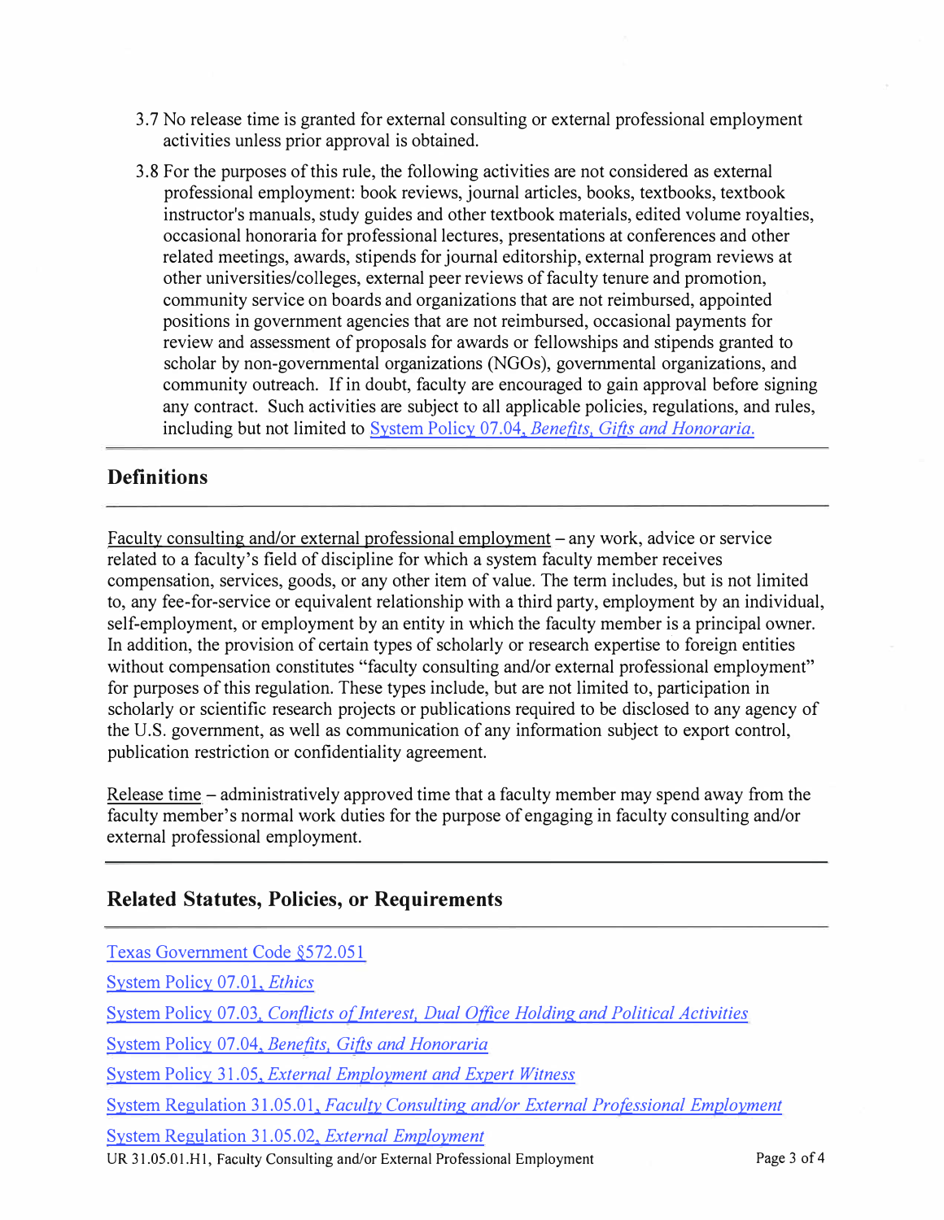3.7 No release time is granted for external consulting or external professional employment activities unless prior approval is obtained.

3.8 For the purposes of this rule, the following activities are not considered as external professional employment: book reviews, journal articles, books, textbooks, textbook instructor's manuals, study guides and other textbook materials, edited volume royalties, occasional honoraria for professional lectures, presentations at conferences and other related meetings, awards, stipends for journal editorship, external program reviews at other universities/colleges, external peer reviews of faculty tenure and promotion, community service on boards and organizations that are not reimbursed, appointed positions in government agencies that are not reimbursed, occasional payments for review and assessment of proposals for awards or fellowships and stipends granted to scholar by non-governmental organizations (NGOs), governmental organizations, and community outreach. If in doubt, faculty are encouraged to gain approval before signing any contract. Such activities are subject to all applicable policies, regulations, and rules, including but not limited to System Policy 07.04, *Benefits, Gifts and Honoraria.*

## Definitions

Faculty consulting and/or external professional employment – any work, advice or service related to a faculty's field of discipline for which a system faculty member receives compensation, services, goods, or any other item of value. The term includes, but is not limited to, any fee-for-service or equivalent relationship with a third party, employment by an individual, self-employment, or employment by an entity in which the faculty member is a principal owner. In addition, the provision of certain types of scholarly or research expertise to foreign entities without compensation constitutes "faculty consulting and/or external professional employment" for purposes of this regulation. These types include, but are not limited to, participation in scholarly or scientific research projects or publications required to be disclosed to any agency of the U.S. government, as well as communication of any information subject to export control, publication restriction or confidentiality agreement.

Release time – administratively approved time that a faculty member may spend away from the faculty member's normal work duties for the purpose of engaging in faculty consulting and/or external professional employment.

## Related Statutes, Policies, or Requirements

Texas Government Code §572.051

System Policy 07.01, *Ethics*

System Policy 07.03, *Conflicts of Interest, Dual Office Holding and Political Activities*

System Policy 07.04, *Benefits, Gifts and Honoraria*

System Policy 31.05, *External Employment and Expert Witness*

System Regulation 31.05.01, *Faculty Consulting and/or External Professional Employment*

System Regulation 31.05.02, *External Employment*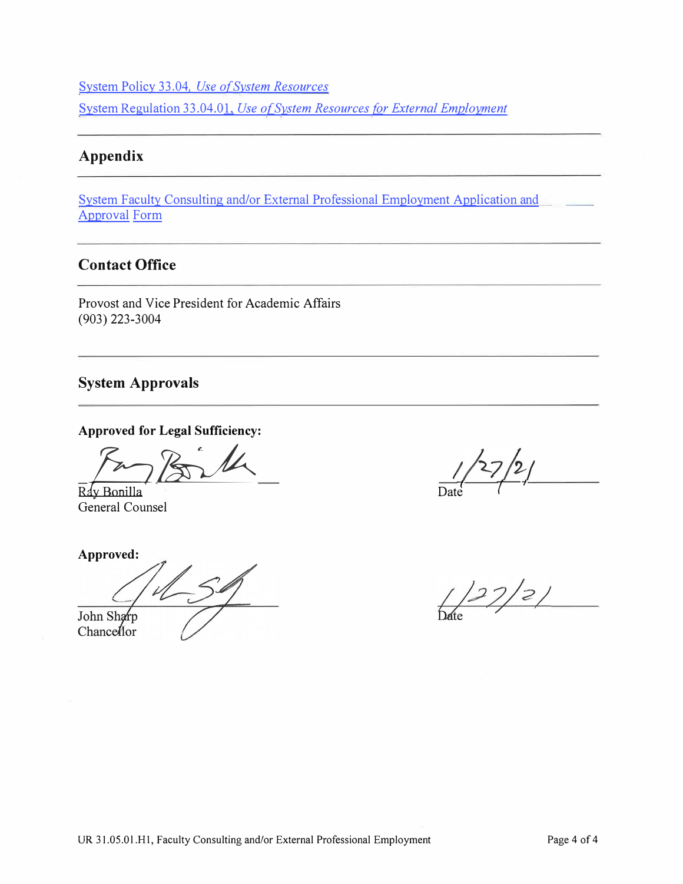[System Policy 33.04, *Use of System Resources*](#)

[System Regulation 33.04.01, *Use of System Resources for External Employment*](#)

## Appendix

[System Faculty Consulting and/or External Professional Employment Application and Approval Form](#)

## Contact Office

Provost and Vice President for Academic Affairs
(903) 223-3004

## System Approvals

**Approved for Legal Sufficiency:**

Ray Bonilla
General Counsel

Date: 1/27/21

**Approved:**

John Sharp
Chancellor

Date: 1/27/21